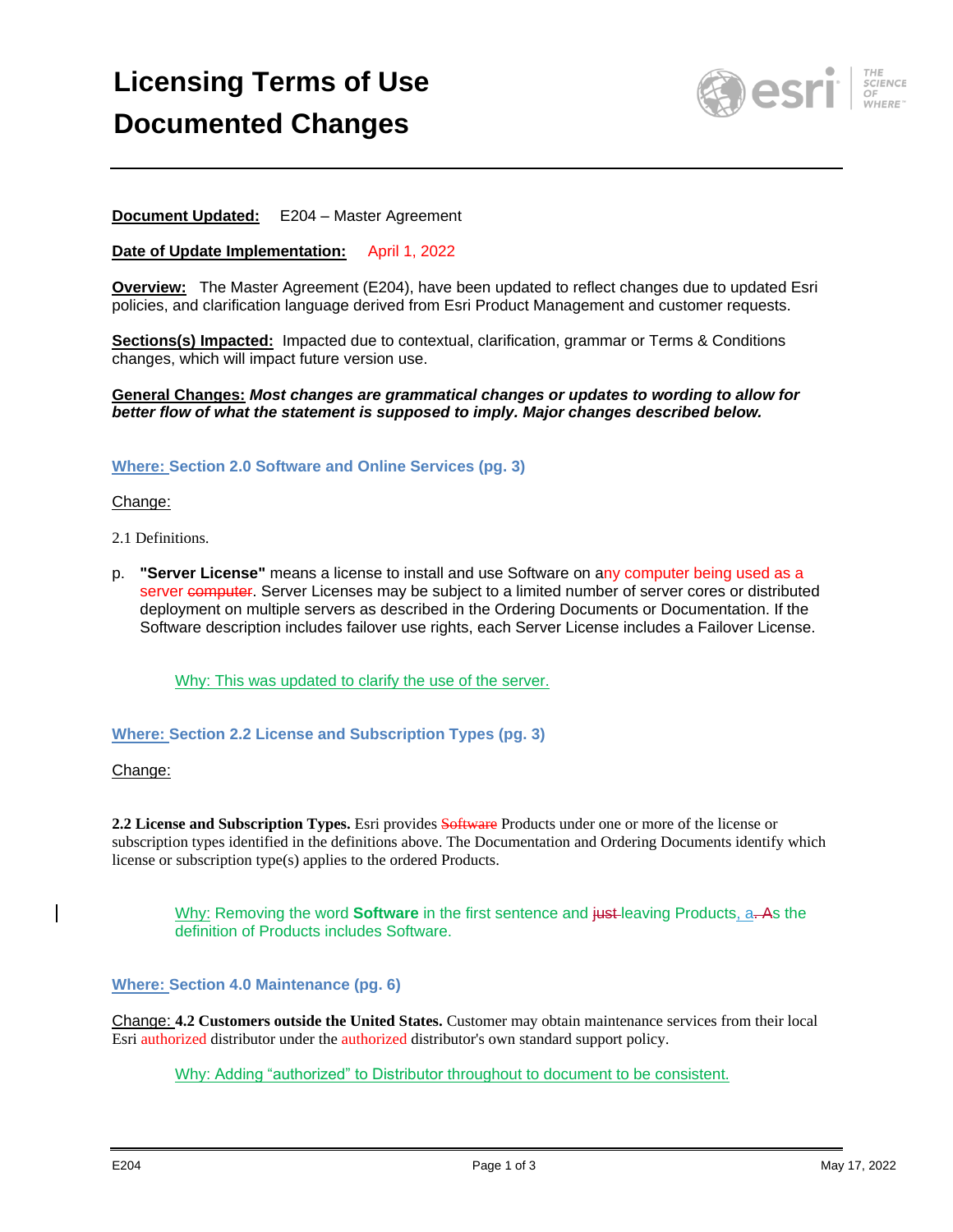# Licensing Terms of Use

# Documented Changes

**Document Updated:** E204 – Master Agreement

**Date of Update Implementation:** April 1, 2022

**Overview:** The Master Agreement (E204), have been updated to reflect changes due to updated Esri policies, and clarification language derived from Esri Product Management and customer requests.

**Sections(s) Impacted:** Impacted due to contextual, clarification, grammar or Terms & Conditions changes, which will impact future version use.

**General Changes:** ***Most changes are grammatical changes or updates to wording to allow for better flow of what the statement is supposed to imply. Major changes described below.***

### Where: Section 2.0 Software and Online Services (pg. 3)

Change:

2.1 Definitions.

p. **"Server License"** means a license to install and use Software on any computer being used as a server ~~computer~~. Server Licenses may be subject to a limited number of server cores or distributed deployment on multiple servers as described in the Ordering Documents or Documentation. If the Software description includes failover use rights, each Server License includes a Failover License.

Why: This was updated to clarify the use of the server.

### Where: Section 2.2 License and Subscription Types (pg. 3)

Change:

**2.2 License and Subscription Types.** Esri provides ~~Software~~ Products under one or more of the license or subscription types identified in the definitions above. The Documentation and Ordering Documents identify which license or subscription type(s) applies to the ordered Products.

Why: Removing the word **Software** in the first sentence and ~~just~~ leaving Products, a~~. A~~s the definition of Products includes Software.

### Where: Section 4.0 Maintenance (pg. 6)

Change: **4.2 Customers outside the United States.** Customer may obtain maintenance services from their local Esri authorized distributor under the authorized distributor's own standard support policy.

Why: Adding "authorized" to Distributor throughout to document to be consistent.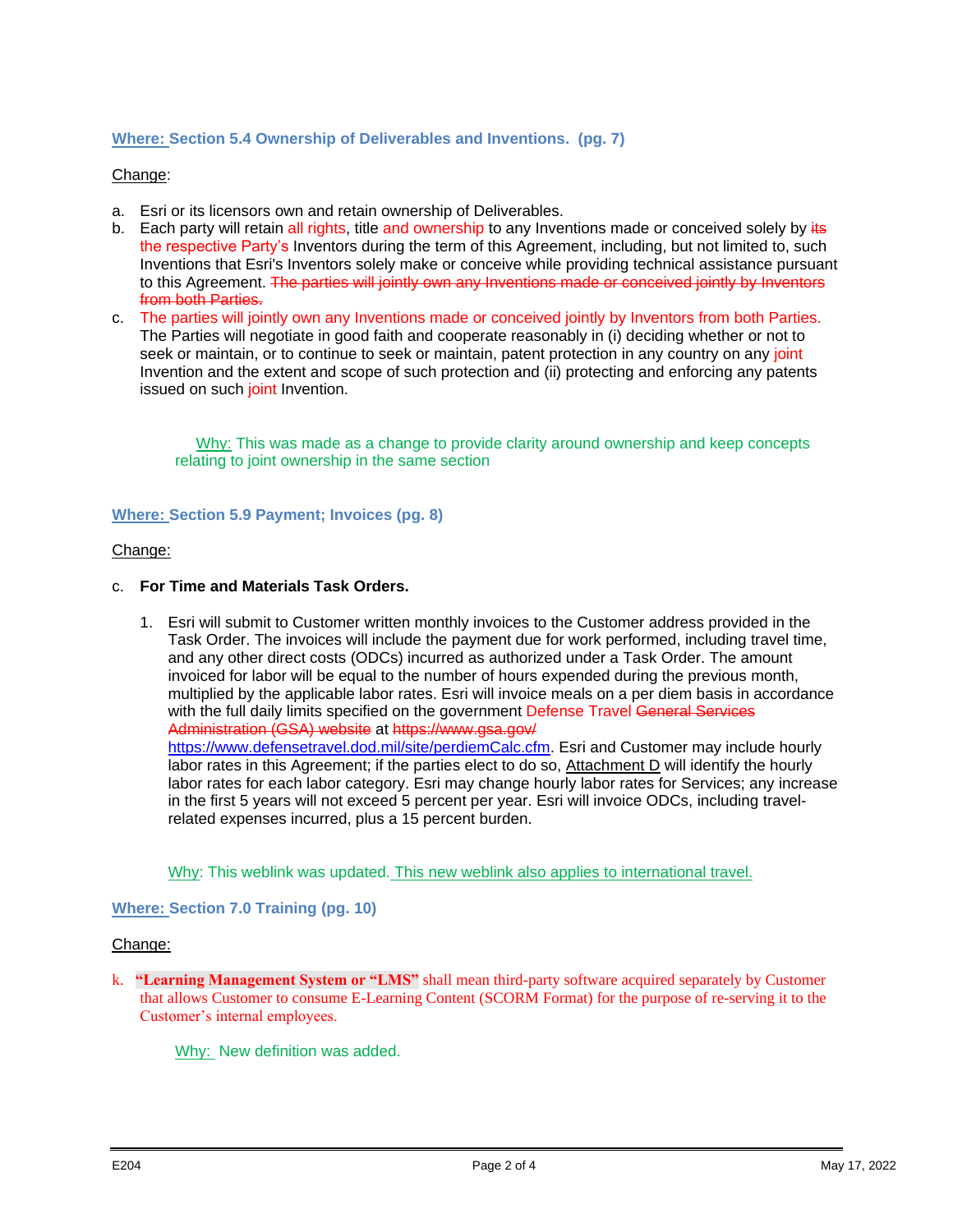**Where: Section 5.4 Ownership of Deliverables and Inventions. (pg. 7)**

Change:

a. Esri or its licensors own and retain ownership of Deliverables.
b. Each party will retain all rights, title and ownership to any Inventions made or conceived solely by ~~its~~ the respective Party's Inventors during the term of this Agreement, including, but not limited to, such Inventions that Esri's Inventors solely make or conceive while providing technical assistance pursuant to this Agreement. ~~The parties will jointly own any Inventions made or conceived jointly by Inventors from both Parties.~~
c. The parties will jointly own any Inventions made or conceived jointly by Inventors from both Parties. The Parties will negotiate in good faith and cooperate reasonably in (i) deciding whether or not to seek or maintain, or to continue to seek or maintain, patent protection in any country on any joint Invention and the extent and scope of such protection and (ii) protecting and enforcing any patents issued on such joint Invention.

Why: This was made as a change to provide clarity around ownership and keep concepts relating to joint ownership in the same section

**Where: Section 5.9 Payment; Invoices (pg. 8)**

Change:

c. **For Time and Materials Task Orders.**

1. Esri will submit to Customer written monthly invoices to the Customer address provided in the Task Order. The invoices will include the payment due for work performed, including travel time, and any other direct costs (ODCs) incurred as authorized under a Task Order. The amount invoiced for labor will be equal to the number of hours expended during the previous month, multiplied by the applicable labor rates. Esri will invoice meals on a per diem basis in accordance with the full daily limits specified on the government Defense Travel ~~General Services Administration (GSA) website~~ at ~~https://www.gsa.gov/~~ https://www.defensetravel.dod.mil/site/perdiemCalc.cfm. Esri and Customer may include hourly labor rates in this Agreement; if the parties elect to do so, Attachment D will identify the hourly labor rates for each labor category. Esri may change hourly labor rates for Services; any increase in the first 5 years will not exceed 5 percent per year. Esri will invoice ODCs, including travel-related expenses incurred, plus a 15 percent burden.

Why: This weblink was updated. This new weblink also applies to international travel.

**Where: Section 7.0 Training (pg. 10)**

Change:

k. **"Learning Management System or "LMS"** shall mean third-party software acquired separately by Customer that allows Customer to consume E-Learning Content (SCORM Format) for the purpose of re-serving it to the Customer's internal employees.

Why: New definition was added.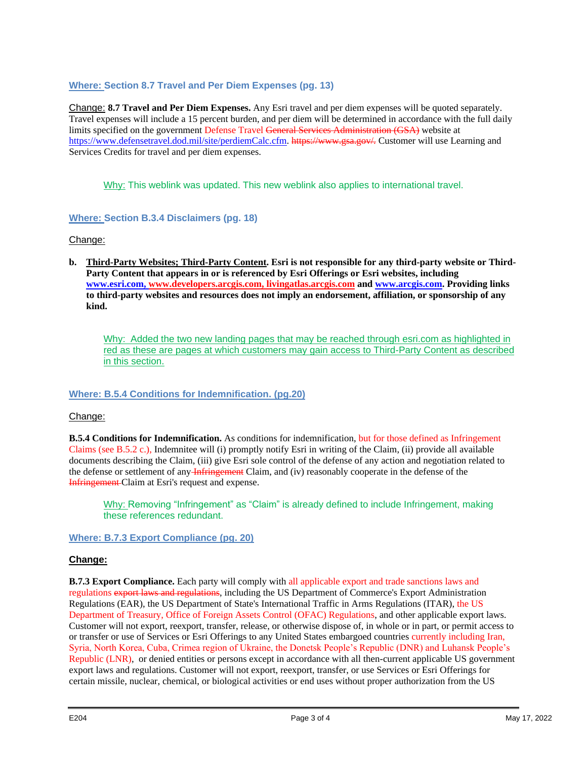**Where: Section 8.7 Travel and Per Diem Expenses (pg. 13)**

Change: **8.7 Travel and Per Diem Expenses.** Any Esri travel and per diem expenses will be quoted separately. Travel expenses will include a 15 percent burden, and per diem will be determined in accordance with the full daily limits specified on the government Defense Travel ~~General Services Administration (GSA)~~ website at https://www.defensetravel.dod.mil/site/perdiemCalc.cfm. ~~https://www.gsa.gov/.~~ Customer will use Learning and Services Credits for travel and per diem expenses.

> Why: This weblink was updated. This new weblink also applies to international travel.

**Where: Section B.3.4 Disclaimers (pg. 18)**

Change:

**b. Third-Party Websites; Third-Party Content. Esri is not responsible for any third-party website or Third-Party Content that appears in or is referenced by Esri Offerings or Esri websites, including www.esri.com, www.developers.arcgis.com, livingatlas.arcgis.com and www.arcgis.com. Providing links to third-party websites and resources does not imply an endorsement, affiliation, or sponsorship of any kind.**

> Why: Added the two new landing pages that may be reached through esri.com as highlighted in red as these are pages at which customers may gain access to Third-Party Content as described in this section.

**Where: B.5.4 Conditions for Indemnification. (pg.20)**

Change:

**B.5.4 Conditions for Indemnification.** As conditions for indemnification, but for those defined as Infringement Claims (see B.5.2 c.), Indemnitee will (i) promptly notify Esri in writing of the Claim, (ii) provide all available documents describing the Claim, (iii) give Esri sole control of the defense of any action and negotiation related to the defense or settlement of any ~~Infringement~~ Claim, and (iv) reasonably cooperate in the defense of the ~~Infringement~~ Claim at Esri's request and expense.

> Why: Removing "Infringement" as "Claim" is already defined to include Infringement, making these references redundant.

**Where: B.7.3 Export Compliance (pg. 20)**

**Change:**

**B.7.3 Export Compliance.** Each party will comply with all applicable export and trade sanctions laws and regulations ~~export laws and regulations~~, including the US Department of Commerce's Export Administration Regulations (EAR), the US Department of State's International Traffic in Arms Regulations (ITAR), the US Department of Treasury, Office of Foreign Assets Control (OFAC) Regulations, and other applicable export laws. Customer will not export, reexport, transfer, release, or otherwise dispose of, in whole or in part, or permit access to or transfer or use of Services or Esri Offerings to any United States embargoed countries currently including Iran, Syria, North Korea, Cuba, Crimea region of Ukraine, the Donetsk People's Republic (DNR) and Luhansk People's Republic (LNR), or denied entities or persons except in accordance with all then-current applicable US government export laws and regulations. Customer will not export, reexport, transfer, or use Services or Esri Offerings for certain missile, nuclear, chemical, or biological activities or end uses without proper authorization from the US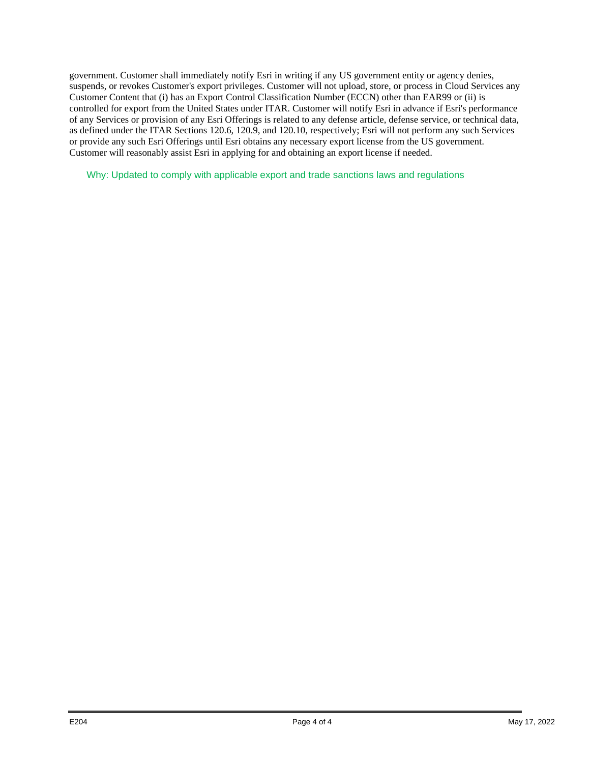government. Customer shall immediately notify Esri in writing if any US government entity or agency denies, suspends, or revokes Customer's export privileges. Customer will not upload, store, or process in Cloud Services any Customer Content that (i) has an Export Control Classification Number (ECCN) other than EAR99 or (ii) is controlled for export from the United States under ITAR. Customer will notify Esri in advance if Esri's performance of any Services or provision of any Esri Offerings is related to any defense article, defense service, or technical data, as defined under the ITAR Sections 120.6, 120.9, and 120.10, respectively; Esri will not perform any such Services or provide any such Esri Offerings until Esri obtains any necessary export license from the US government. Customer will reasonably assist Esri in applying for and obtaining an export license if needed.

Why: Updated to comply with applicable export and trade sanctions laws and regulations